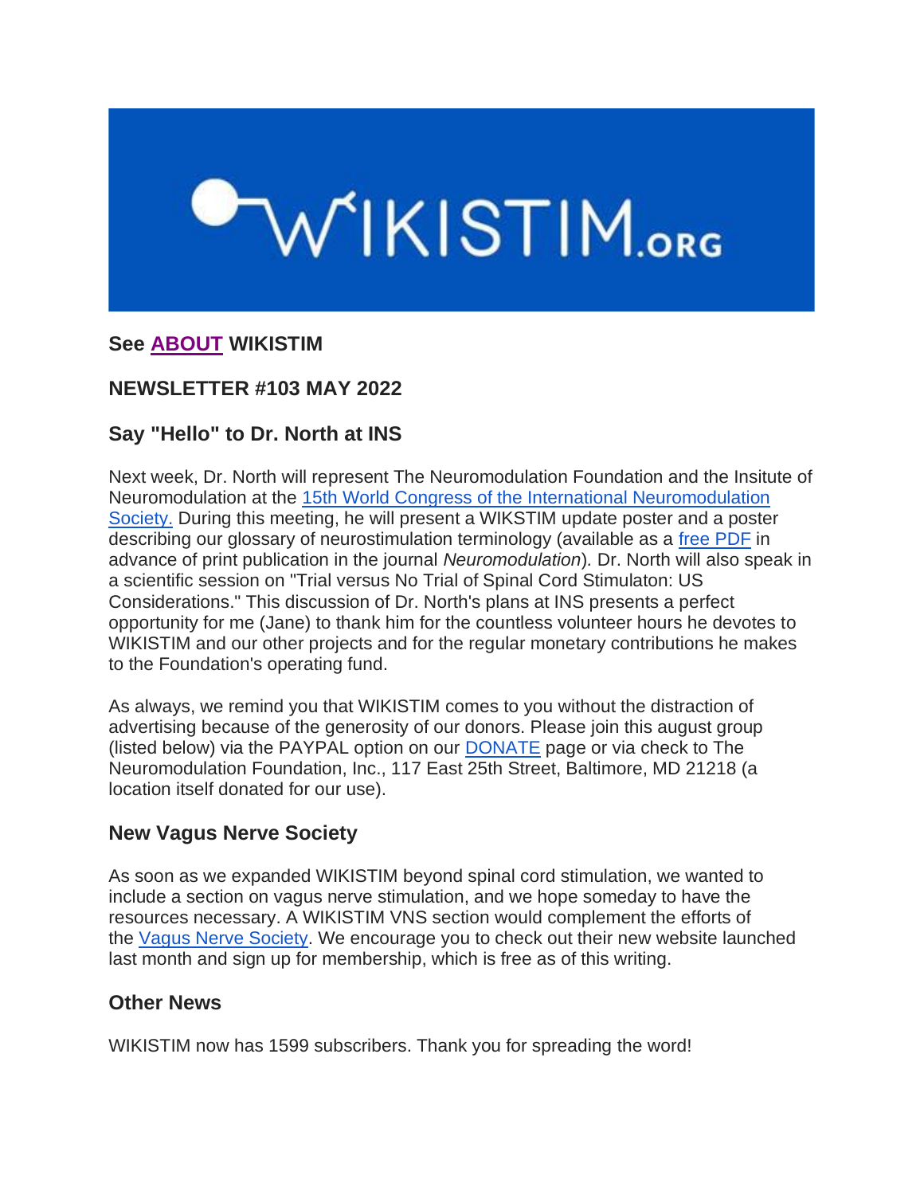WIKISTIM.ORG

**See ABOUT WIKISTIM**

## NEWSLETTER #103 MAY 2022

## Say "Hello" to Dr. North at INS

Next week, Dr. North will represent The Neuromodulation Foundation and the Insitute of Neuromodulation at the 15th World Congress of the International Neuromodulation Society. During this meeting, he will present a WIKSTIM update poster and a poster describing our glossary of neurostimulation terminology (available as a free PDF in advance of print publication in the journal *Neuromodulation*). Dr. North will also speak in a scientific session on "Trial versus No Trial of Spinal Cord Stimulaton: US Considerations." This discussion of Dr. North's plans at INS presents a perfect opportunity for me (Jane) to thank him for the countless volunteer hours he devotes to WIKISTIM and our other projects and for the regular monetary contributions he makes to the Foundation's operating fund.

As always, we remind you that WIKISTIM comes to you without the distraction of advertising because of the generosity of our donors. Please join this august group (listed below) via the PAYPAL option on our DONATE page or via check to The Neuromodulation Foundation, Inc., 117 East 25th Street, Baltimore, MD 21218 (a location itself donated for our use).

## New Vagus Nerve Society

As soon as we expanded WIKISTIM beyond spinal cord stimulation, we wanted to include a section on vagus nerve stimulation, and we hope someday to have the resources necessary. A WIKISTIM VNS section would complement the efforts of the Vagus Nerve Society. We encourage you to check out their new website launched last month and sign up for membership, which is free as of this writing.

## Other News

WIKISTIM now has 1599 subscribers. Thank you for spreading the word!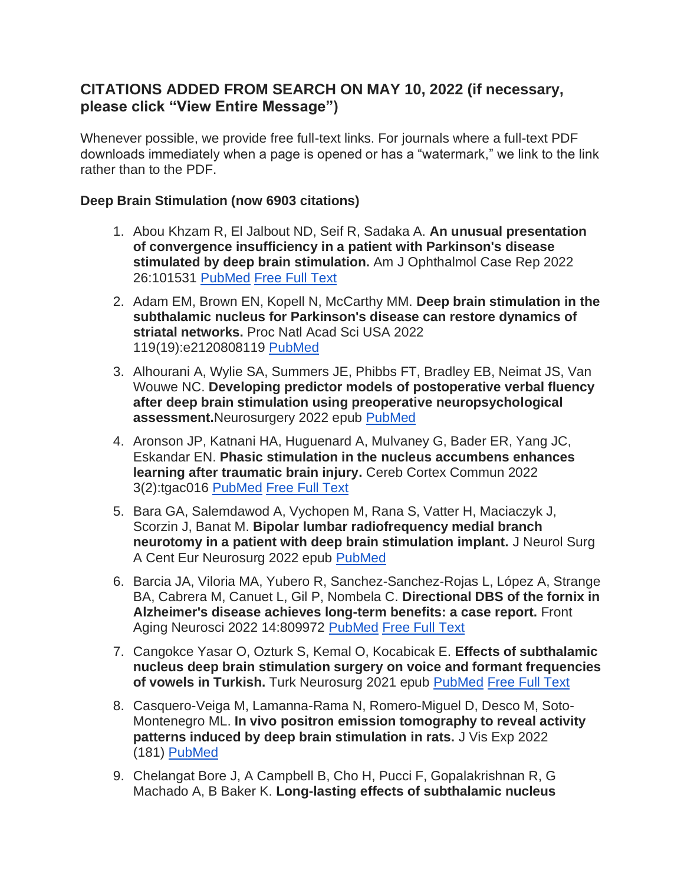### CITATIONS ADDED FROM SEARCH ON MAY 10, 2022 (if necessary, please click "View Entire Message")

Whenever possible, we provide free full-text links. For journals where a full-text PDF downloads immediately when a page is opened or has a "watermark," we link to the link rather than to the PDF.

**Deep Brain Stimulation (now 6903 citations)**

1. Abou Khzam R, El Jalbout ND, Seif R, Sadaka A. **An unusual presentation of convergence insufficiency in a patient with Parkinson's disease stimulated by deep brain stimulation.** Am J Ophthalmol Case Rep 2022 26:101531 PubMed Free Full Text
2. Adam EM, Brown EN, Kopell N, McCarthy MM. **Deep brain stimulation in the subthalamic nucleus for Parkinson's disease can restore dynamics of striatal networks.** Proc Natl Acad Sci USA 2022 119(19):e2120808119 PubMed
3. Alhourani A, Wylie SA, Summers JE, Phibbs FT, Bradley EB, Neimat JS, Van Wouwe NC. **Developing predictor models of postoperative verbal fluency after deep brain stimulation using preoperative neuropsychological assessment.**Neurosurgery 2022 epub PubMed
4. Aronson JP, Katnani HA, Huguenard A, Mulvaney G, Bader ER, Yang JC, Eskandar EN. **Phasic stimulation in the nucleus accumbens enhances learning after traumatic brain injury.** Cereb Cortex Commun 2022 3(2):tgac016 PubMed Free Full Text
5. Bara GA, Salemdawod A, Vychopen M, Rana S, Vatter H, Maciaczyk J, Scorzin J, Banat M. **Bipolar lumbar radiofrequency medial branch neurotomy in a patient with deep brain stimulation implant.** J Neurol Surg A Cent Eur Neurosurg 2022 epub PubMed
6. Barcia JA, Viloria MA, Yubero R, Sanchez-Sanchez-Rojas L, López A, Strange BA, Cabrera M, Canuet L, Gil P, Nombela C. **Directional DBS of the fornix in Alzheimer's disease achieves long-term benefits: a case report.** Front Aging Neurosci 2022 14:809972 PubMed Free Full Text
7. Cangokce Yasar O, Ozturk S, Kemal O, Kocabicak E. **Effects of subthalamic nucleus deep brain stimulation surgery on voice and formant frequencies of vowels in Turkish.** Turk Neurosurg 2021 epub PubMed Free Full Text
8. Casquero-Veiga M, Lamanna-Rama N, Romero-Miguel D, Desco M, Soto-Montenegro ML. **In vivo positron emission tomography to reveal activity patterns induced by deep brain stimulation in rats.** J Vis Exp 2022 (181) PubMed
9. Chelangat Bore J, A Campbell B, Cho H, Pucci F, Gopalakrishnan R, G Machado A, B Baker K. **Long-lasting effects of subthalamic nucleus**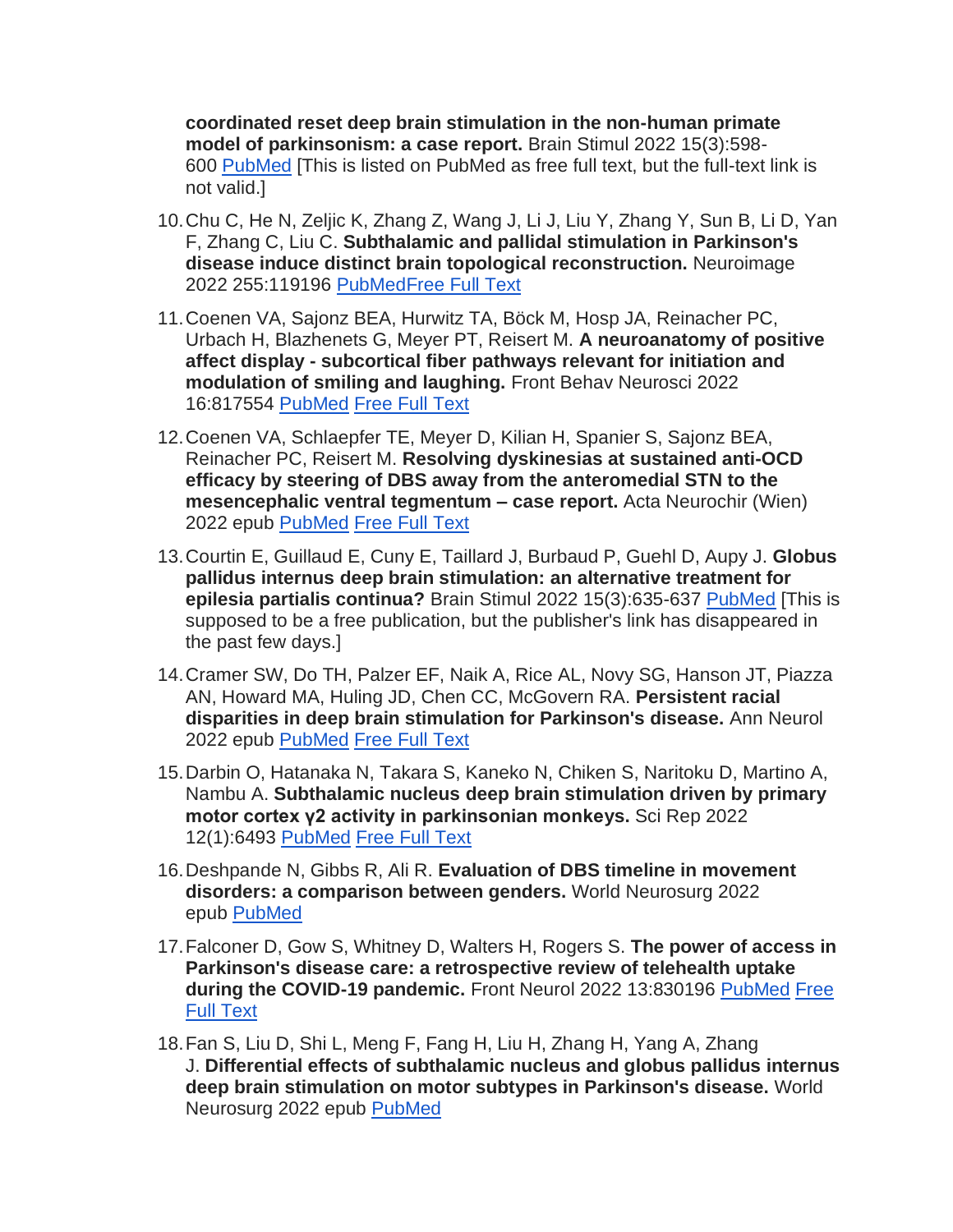**coordinated reset deep brain stimulation in the non-human primate model of parkinsonism: a case report.** Brain Stimul 2022 15(3):598-600 PubMed [This is listed on PubMed as free full text, but the full-text link is not valid.]

10. Chu C, He N, Zeljic K, Zhang Z, Wang J, Li J, Liu Y, Zhang Y, Sun B, Li D, Yan F, Zhang C, Liu C. **Subthalamic and pallidal stimulation in Parkinson's disease induce distinct brain topological reconstruction.** Neuroimage 2022 255:119196 PubMedFree Full Text
11. Coenen VA, Sajonz BEA, Hurwitz TA, Böck M, Hosp JA, Reinacher PC, Urbach H, Blazhenets G, Meyer PT, Reisert M. **A neuroanatomy of positive affect display - subcortical fiber pathways relevant for initiation and modulation of smiling and laughing.** Front Behav Neurosci 2022 16:817554 PubMed Free Full Text
12. Coenen VA, Schlaepfer TE, Meyer D, Kilian H, Spanier S, Sajonz BEA, Reinacher PC, Reisert M. **Resolving dyskinesias at sustained anti-OCD efficacy by steering of DBS away from the anteromedial STN to the mesencephalic ventral tegmentum – case report.** Acta Neurochir (Wien) 2022 epub PubMed Free Full Text
13. Courtin E, Guillaud E, Cuny E, Taillard J, Burbaud P, Guehl D, Aupy J. **Globus pallidus internus deep brain stimulation: an alternative treatment for epilesia partialis continua?** Brain Stimul 2022 15(3):635-637 PubMed [This is supposed to be a free publication, but the publisher's link has disappeared in the past few days.]
14. Cramer SW, Do TH, Palzer EF, Naik A, Rice AL, Novy SG, Hanson JT, Piazza AN, Howard MA, Huling JD, Chen CC, McGovern RA. **Persistent racial disparities in deep brain stimulation for Parkinson's disease.** Ann Neurol 2022 epub PubMed Free Full Text
15. Darbin O, Hatanaka N, Takara S, Kaneko N, Chiken S, Naritoku D, Martino A, Nambu A. **Subthalamic nucleus deep brain stimulation driven by primary motor cortex γ2 activity in parkinsonian monkeys.** Sci Rep 2022 12(1):6493 PubMed Free Full Text
16. Deshpande N, Gibbs R, Ali R. **Evaluation of DBS timeline in movement disorders: a comparison between genders.** World Neurosurg 2022 epub PubMed
17. Falconer D, Gow S, Whitney D, Walters H, Rogers S. **The power of access in Parkinson's disease care: a retrospective review of telehealth uptake during the COVID-19 pandemic.** Front Neurol 2022 13:830196 PubMed Free Full Text
18. Fan S, Liu D, Shi L, Meng F, Fang H, Liu H, Zhang H, Yang A, Zhang J. **Differential effects of subthalamic nucleus and globus pallidus internus deep brain stimulation on motor subtypes in Parkinson's disease.** World Neurosurg 2022 epub PubMed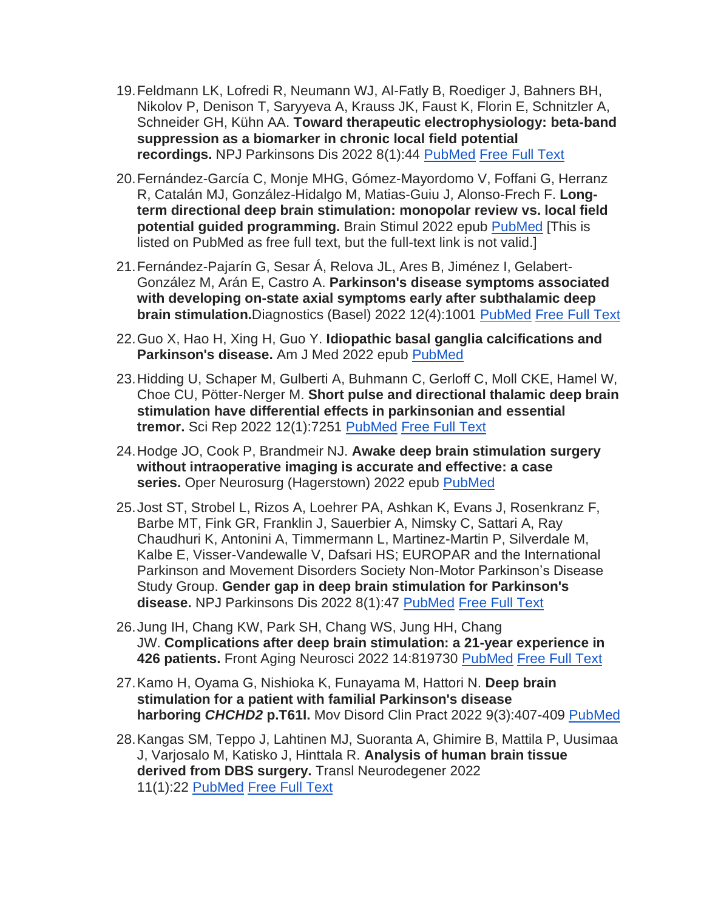19. Feldmann LK, Lofredi R, Neumann WJ, Al-Fatly B, Roediger J, Bahners BH, Nikolov P, Denison T, Saryyeva A, Krauss JK, Faust K, Florin E, Schnitzler A, Schneider GH, Kühn AA. **Toward therapeutic electrophysiology: beta-band suppression as a biomarker in chronic local field potential recordings.** NPJ Parkinsons Dis 2022 8(1):44 PubMed Free Full Text

20. Fernández-García C, Monje MHG, Gómez-Mayordomo V, Foffani G, Herranz R, Catalán MJ, González-Hidalgo M, Matias-Guiu J, Alonso-Frech F. **Long-term directional deep brain stimulation: monopolar review vs. local field potential guided programming.** Brain Stimul 2022 epub PubMed [This is listed on PubMed as free full text, but the full-text link is not valid.]

21. Fernández-Pajarín G, Sesar Á, Relova JL, Ares B, Jiménez I, Gelabert-González M, Arán E, Castro A. **Parkinson's disease symptoms associated with developing on-state axial symptoms early after subthalamic deep brain stimulation.**Diagnostics (Basel) 2022 12(4):1001 PubMed Free Full Text

22. Guo X, Hao H, Xing H, Guo Y. **Idiopathic basal ganglia calcifications and Parkinson's disease.** Am J Med 2022 epub PubMed

23. Hidding U, Schaper M, Gulberti A, Buhmann C, Gerloff C, Moll CKE, Hamel W, Choe CU, Pötter-Nerger M. **Short pulse and directional thalamic deep brain stimulation have differential effects in parkinsonian and essential tremor.** Sci Rep 2022 12(1):7251 PubMed Free Full Text

24. Hodge JO, Cook P, Brandmeir NJ. **Awake deep brain stimulation surgery without intraoperative imaging is accurate and effective: a case series.** Oper Neurosurg (Hagerstown) 2022 epub PubMed

25. Jost ST, Strobel L, Rizos A, Loehrer PA, Ashkan K, Evans J, Rosenkranz F, Barbe MT, Fink GR, Franklin J, Sauerbier A, Nimsky C, Sattari A, Ray Chaudhuri K, Antonini A, Timmermann L, Martinez-Martin P, Silverdale M, Kalbe E, Visser-Vandewalle V, Dafsari HS; EUROPAR and the International Parkinson and Movement Disorders Society Non-Motor Parkinson's Disease Study Group. **Gender gap in deep brain stimulation for Parkinson's disease.** NPJ Parkinsons Dis 2022 8(1):47 PubMed Free Full Text

26. Jung IH, Chang KW, Park SH, Chang WS, Jung HH, Chang JW. **Complications after deep brain stimulation: a 21-year experience in 426 patients.** Front Aging Neurosci 2022 14:819730 PubMed Free Full Text

27. Kamo H, Oyama G, Nishioka K, Funayama M, Hattori N. **Deep brain stimulation for a patient with familial Parkinson's disease harboring *CHCHD2* p.T61I.** Mov Disord Clin Pract 2022 9(3):407-409 PubMed

28. Kangas SM, Teppo J, Lahtinen MJ, Suoranta A, Ghimire B, Mattila P, Uusimaa J, Varjosalo M, Katisko J, Hinttala R. **Analysis of human brain tissue derived from DBS surgery.** Transl Neurodegener 2022 11(1):22 PubMed Free Full Text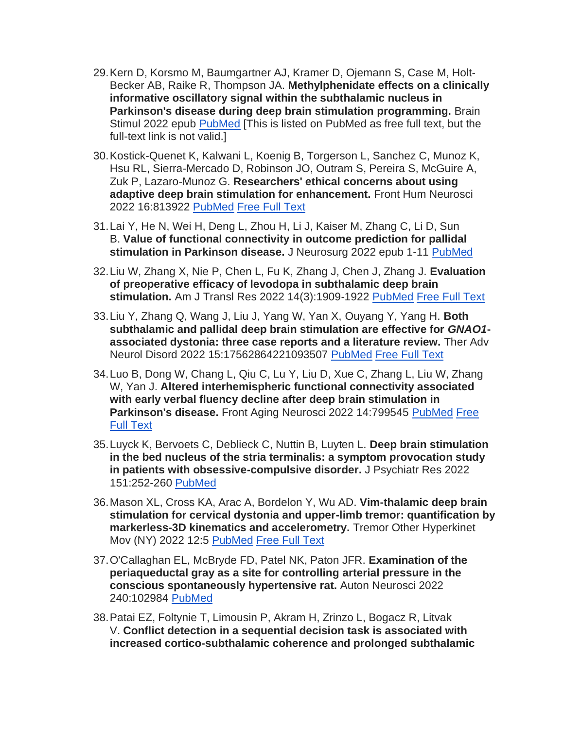29. Kern D, Korsmo M, Baumgartner AJ, Kramer D, Ojemann S, Case M, Holt-Becker AB, Raike R, Thompson JA. **Methylphenidate effects on a clinically informative oscillatory signal within the subthalamic nucleus in Parkinson's disease during deep brain stimulation programming.** Brain Stimul 2022 epub PubMed [This is listed on PubMed as free full text, but the full-text link is not valid.]

30. Kostick-Quenet K, Kalwani L, Koenig B, Torgerson L, Sanchez C, Munoz K, Hsu RL, Sierra-Mercado D, Robinson JO, Outram S, Pereira S, McGuire A, Zuk P, Lazaro-Munoz G. **Researchers' ethical concerns about using adaptive deep brain stimulation for enhancement.** Front Hum Neurosci 2022 16:813922 PubMed Free Full Text

31. Lai Y, He N, Wei H, Deng L, Zhou H, Li J, Kaiser M, Zhang C, Li D, Sun B. **Value of functional connectivity in outcome prediction for pallidal stimulation in Parkinson disease.** J Neurosurg 2022 epub 1-11 PubMed

32. Liu W, Zhang X, Nie P, Chen L, Fu K, Zhang J, Chen J, Zhang J. **Evaluation of preoperative efficacy of levodopa in subthalamic deep brain stimulation.** Am J Transl Res 2022 14(3):1909-1922 PubMed Free Full Text

33. Liu Y, Zhang Q, Wang J, Liu J, Yang W, Yan X, Ouyang Y, Yang H. **Both subthalamic and pallidal deep brain stimulation are effective for *GNAO1*-associated dystonia: three case reports and a literature review.** Ther Adv Neurol Disord 2022 15:17562864221093507 PubMed Free Full Text

34. Luo B, Dong W, Chang L, Qiu C, Lu Y, Liu D, Xue C, Zhang L, Liu W, Zhang W, Yan J. **Altered interhemispheric functional connectivity associated with early verbal fluency decline after deep brain stimulation in Parkinson's disease.** Front Aging Neurosci 2022 14:799545 PubMed Free Full Text

35. Luyck K, Bervoets C, Deblieck C, Nuttin B, Luyten L. **Deep brain stimulation in the bed nucleus of the stria terminalis: a symptom provocation study in patients with obsessive-compulsive disorder.** J Psychiatr Res 2022 151:252-260 PubMed

36. Mason XL, Cross KA, Arac A, Bordelon Y, Wu AD. **Vim-thalamic deep brain stimulation for cervical dystonia and upper-limb tremor: quantification by markerless-3D kinematics and accelerometry.** Tremor Other Hyperkinet Mov (NY) 2022 12:5 PubMed Free Full Text

37. O'Callaghan EL, McBryde FD, Patel NK, Paton JFR. **Examination of the periaqueductal gray as a site for controlling arterial pressure in the conscious spontaneously hypertensive rat.** Auton Neurosci 2022 240:102984 PubMed

38. Patai EZ, Foltynie T, Limousin P, Akram H, Zrinzo L, Bogacz R, Litvak V. **Conflict detection in a sequential decision task is associated with increased cortico-subthalamic coherence and prolonged subthalamic**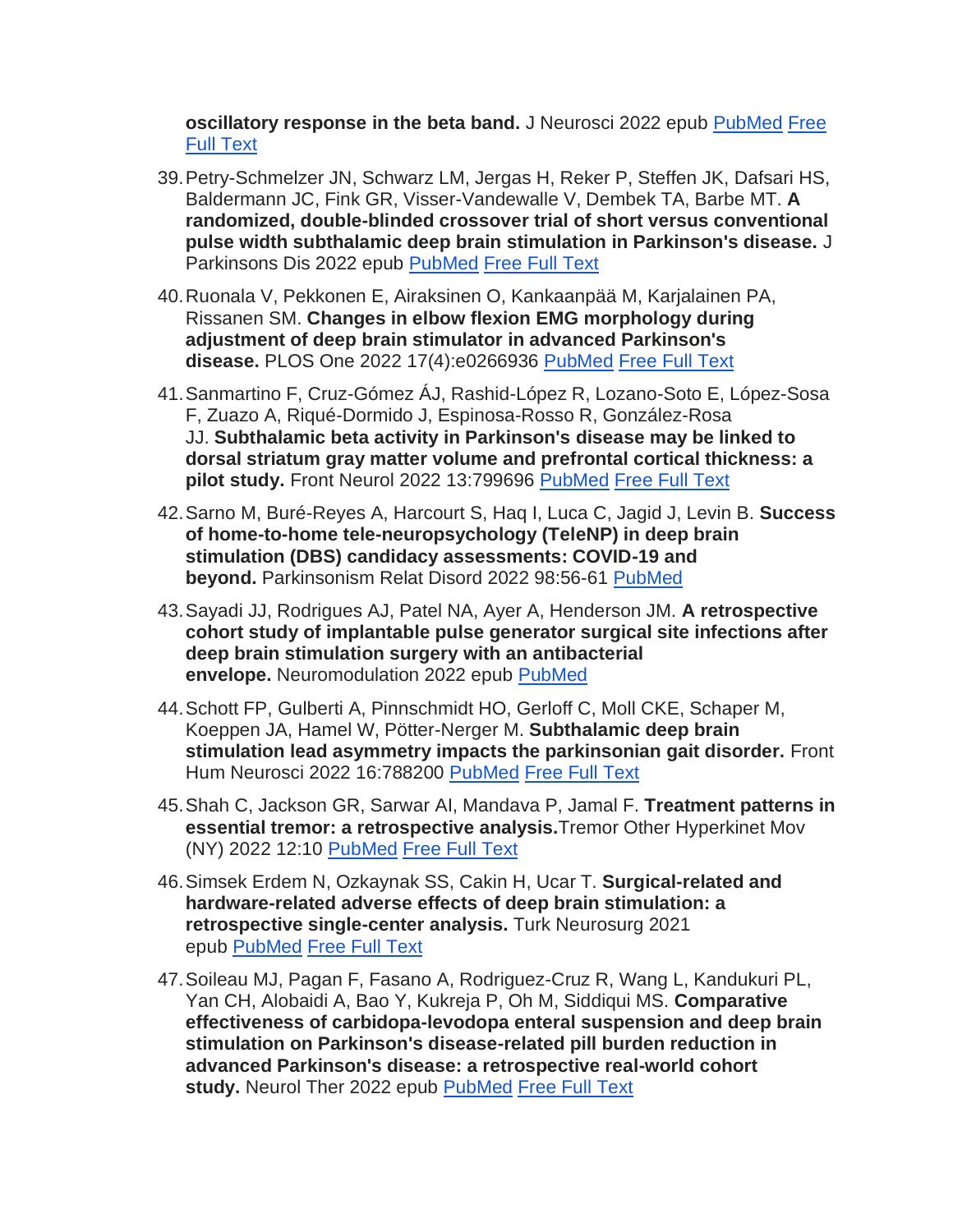**oscillatory response in the beta band.** J Neurosci 2022 epub PubMed Free Full Text

39. Petry-Schmelzer JN, Schwarz LM, Jergas H, Reker P, Steffen JK, Dafsari HS, Baldermann JC, Fink GR, Visser-Vandewalle V, Dembek TA, Barbe MT. **A randomized, double-blinded crossover trial of short versus conventional pulse width subthalamic deep brain stimulation in Parkinson's disease.** J Parkinsons Dis 2022 epub PubMed Free Full Text
40. Ruonala V, Pekkonen E, Airaksinen O, Kankaanpää M, Karjalainen PA, Rissanen SM. **Changes in elbow flexion EMG morphology during adjustment of deep brain stimulator in advanced Parkinson's disease.** PLOS One 2022 17(4):e0266936 PubMed Free Full Text
41. Sanmartino F, Cruz-Gómez ÁJ, Rashid-López R, Lozano-Soto E, López-Sosa F, Zuazo A, Riqué-Dormido J, Espinosa-Rosso R, González-Rosa JJ. **Subthalamic beta activity in Parkinson's disease may be linked to dorsal striatum gray matter volume and prefrontal cortical thickness: a pilot study.** Front Neurol 2022 13:799696 PubMed Free Full Text
42. Sarno M, Buré-Reyes A, Harcourt S, Haq I, Luca C, Jagid J, Levin B. **Success of home-to-home tele-neuropsychology (TeleNP) in deep brain stimulation (DBS) candidacy assessments: COVID-19 and beyond.** Parkinsonism Relat Disord 2022 98:56-61 PubMed
43. Sayadi JJ, Rodrigues AJ, Patel NA, Ayer A, Henderson JM. **A retrospective cohort study of implantable pulse generator surgical site infections after deep brain stimulation surgery with an antibacterial envelope.** Neuromodulation 2022 epub PubMed
44. Schott FP, Gulberti A, Pinnschmidt HO, Gerloff C, Moll CKE, Schaper M, Koeppen JA, Hamel W, Pötter-Nerger M. **Subthalamic deep brain stimulation lead asymmetry impacts the parkinsonian gait disorder.** Front Hum Neurosci 2022 16:788200 PubMed Free Full Text
45. Shah C, Jackson GR, Sarwar AI, Mandava P, Jamal F. **Treatment patterns in essential tremor: a retrospective analysis.**Tremor Other Hyperkinet Mov (NY) 2022 12:10 PubMed Free Full Text
46. Simsek Erdem N, Ozkaynak SS, Cakin H, Ucar T. **Surgical-related and hardware-related adverse effects of deep brain stimulation: a retrospective single-center analysis.** Turk Neurosurg 2021 epub PubMed Free Full Text
47. Soileau MJ, Pagan F, Fasano A, Rodriguez-Cruz R, Wang L, Kandukuri PL, Yan CH, Alobaidi A, Bao Y, Kukreja P, Oh M, Siddiqui MS. **Comparative effectiveness of carbidopa-levodopa enteral suspension and deep brain stimulation on Parkinson's disease-related pill burden reduction in advanced Parkinson's disease: a retrospective real-world cohort study.** Neurol Ther 2022 epub PubMed Free Full Text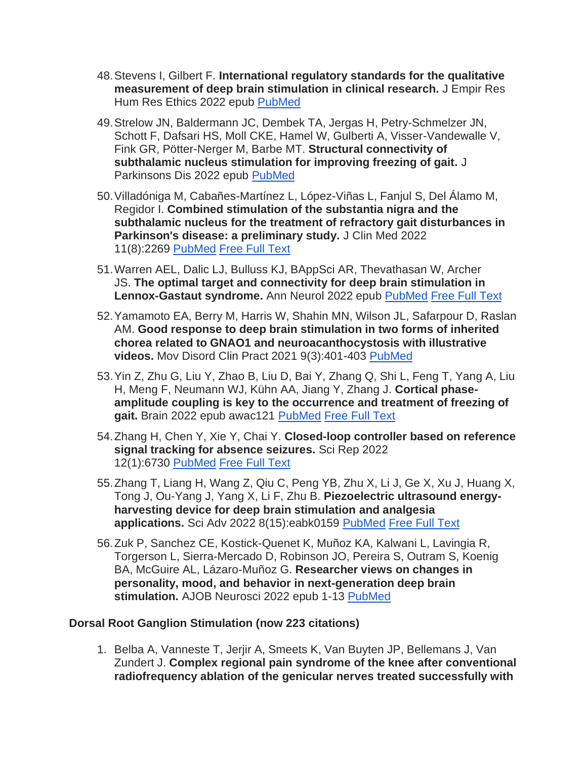48. Stevens I, Gilbert F. **International regulatory standards for the qualitative measurement of deep brain stimulation in clinical research.** J Empir Res Hum Res Ethics 2022 epub PubMed

49. Strelow JN, Baldermann JC, Dembek TA, Jergas H, Petry-Schmelzer JN, Schott F, Dafsari HS, Moll CKE, Hamel W, Gulberti A, Visser-Vandewalle V, Fink GR, Pötter-Nerger M, Barbe MT. **Structural connectivity of subthalamic nucleus stimulation for improving freezing of gait.** J Parkinsons Dis 2022 epub PubMed

50. Villadóniga M, Cabañes-Martínez L, López-Viñas L, Fanjul S, Del Álamo M, Regidor I. **Combined stimulation of the substantia nigra and the subthalamic nucleus for the treatment of refractory gait disturbances in Parkinson's disease: a preliminary study.** J Clin Med 2022 11(8):2269 PubMed Free Full Text

51. Warren AEL, Dalic LJ, Bulluss KJ, BAppSci AR, Thevathasan W, Archer JS. **The optimal target and connectivity for deep brain stimulation in Lennox-Gastaut syndrome.** Ann Neurol 2022 epub PubMed Free Full Text

52. Yamamoto EA, Berry M, Harris W, Shahin MN, Wilson JL, Safarpour D, Raslan AM. **Good response to deep brain stimulation in two forms of inherited chorea related to GNAO1 and neuroacanthocystosis with illustrative videos.** Mov Disord Clin Pract 2021 9(3):401-403 PubMed

53. Yin Z, Zhu G, Liu Y, Zhao B, Liu D, Bai Y, Zhang Q, Shi L, Feng T, Yang A, Liu H, Meng F, Neumann WJ, Kühn AA, Jiang Y, Zhang J. **Cortical phase-amplitude coupling is key to the occurrence and treatment of freezing of gait.** Brain 2022 epub awac121 PubMed Free Full Text

54. Zhang H, Chen Y, Xie Y, Chai Y. **Closed-loop controller based on reference signal tracking for absence seizures.** Sci Rep 2022 12(1):6730 PubMed Free Full Text

55. Zhang T, Liang H, Wang Z, Qiu C, Peng YB, Zhu X, Li J, Ge X, Xu J, Huang X, Tong J, Ou-Yang J, Yang X, Li F, Zhu B. **Piezoelectric ultrasound energy-harvesting device for deep brain stimulation and analgesia applications.** Sci Adv 2022 8(15):eabk0159 PubMed Free Full Text

56. Zuk P, Sanchez CE, Kostick-Quenet K, Muñoz KA, Kalwani L, Lavingia R, Torgerson L, Sierra-Mercado D, Robinson JO, Pereira S, Outram S, Koenig BA, McGuire AL, Lázaro-Muñoz G. **Researcher views on changes in personality, mood, and behavior in next-generation deep brain stimulation.** AJOB Neurosci 2022 epub 1-13 PubMed

**Dorsal Root Ganglion Stimulation (now 223 citations)**

1. Belba A, Vanneste T, Jerjir A, Smeets K, Van Buyten JP, Bellemans J, Van Zundert J. **Complex regional pain syndrome of the knee after conventional radiofrequency ablation of the genicular nerves treated successfully with**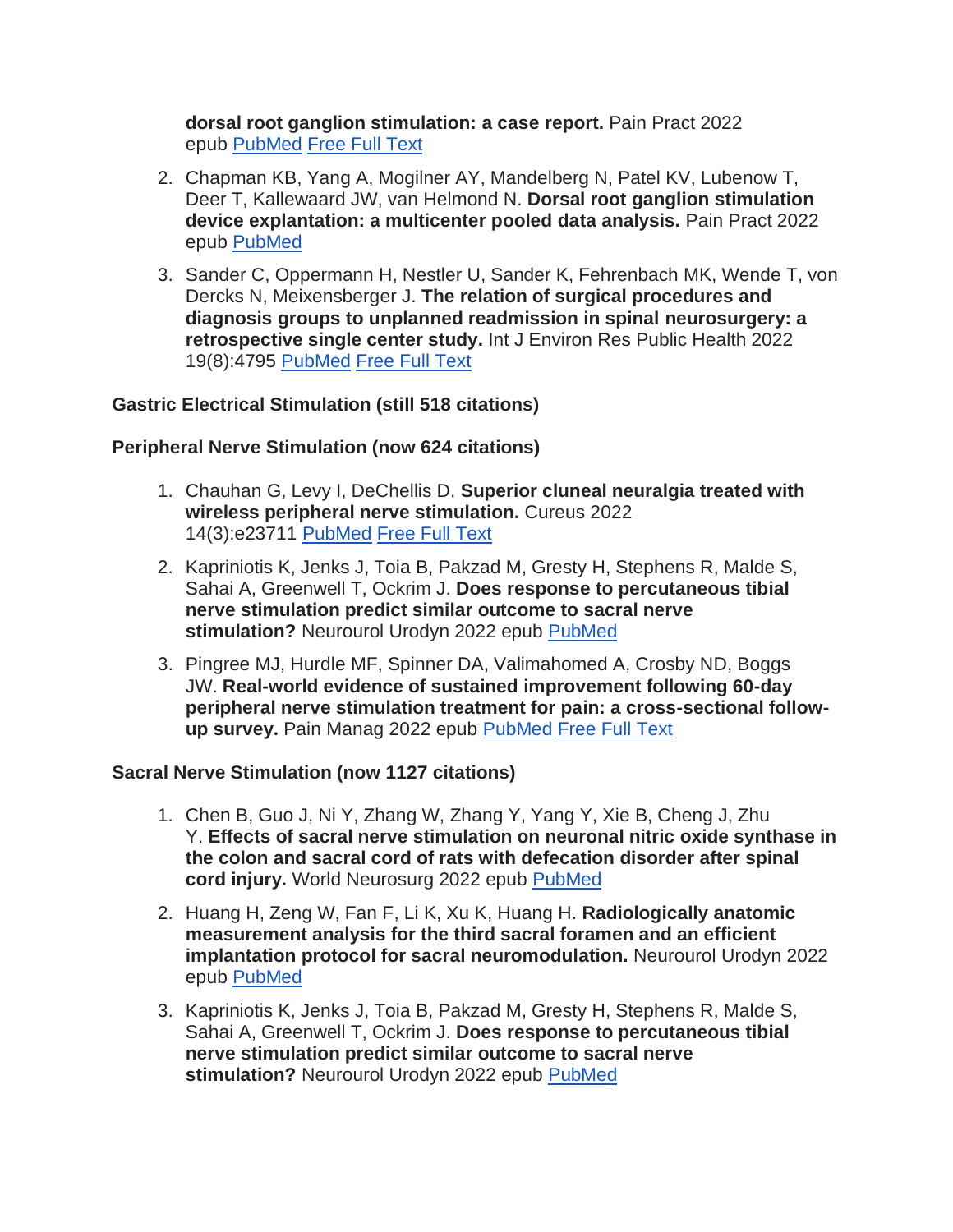**dorsal root ganglion stimulation: a case report.** Pain Pract 2022 epub PubMed Free Full Text

2. Chapman KB, Yang A, Mogilner AY, Mandelberg N, Patel KV, Lubenow T, Deer T, Kallewaard JW, van Helmond N. **Dorsal root ganglion stimulation device explantation: a multicenter pooled data analysis.** Pain Pract 2022 epub PubMed

3. Sander C, Oppermann H, Nestler U, Sander K, Fehrenbach MK, Wende T, von Dercks N, Meixensberger J. **The relation of surgical procedures and diagnosis groups to unplanned readmission in spinal neurosurgery: a retrospective single center study.** Int J Environ Res Public Health 2022 19(8):4795 PubMed Free Full Text

**Gastric Electrical Stimulation (still 518 citations)**

**Peripheral Nerve Stimulation (now 624 citations)**

1. Chauhan G, Levy I, DeChellis D. **Superior cluneal neuralgia treated with wireless peripheral nerve stimulation.** Cureus 2022 14(3):e23711 PubMed Free Full Text

2. Kapriniotis K, Jenks J, Toia B, Pakzad M, Gresty H, Stephens R, Malde S, Sahai A, Greenwell T, Ockrim J. **Does response to percutaneous tibial nerve stimulation predict similar outcome to sacral nerve stimulation?** Neurourol Urodyn 2022 epub PubMed

3. Pingree MJ, Hurdle MF, Spinner DA, Valimahomed A, Crosby ND, Boggs JW. **Real-world evidence of sustained improvement following 60-day peripheral nerve stimulation treatment for pain: a cross-sectional follow-up survey.** Pain Manag 2022 epub PubMed Free Full Text

**Sacral Nerve Stimulation (now 1127 citations)**

1. Chen B, Guo J, Ni Y, Zhang W, Zhang Y, Yang Y, Xie B, Cheng J, Zhu Y. **Effects of sacral nerve stimulation on neuronal nitric oxide synthase in the colon and sacral cord of rats with defecation disorder after spinal cord injury.** World Neurosurg 2022 epub PubMed

2. Huang H, Zeng W, Fan F, Li K, Xu K, Huang H. **Radiologically anatomic measurement analysis for the third sacral foramen and an efficient implantation protocol for sacral neuromodulation.** Neurourol Urodyn 2022 epub PubMed

3. Kapriniotis K, Jenks J, Toia B, Pakzad M, Gresty H, Stephens R, Malde S, Sahai A, Greenwell T, Ockrim J. **Does response to percutaneous tibial nerve stimulation predict similar outcome to sacral nerve stimulation?** Neurourol Urodyn 2022 epub PubMed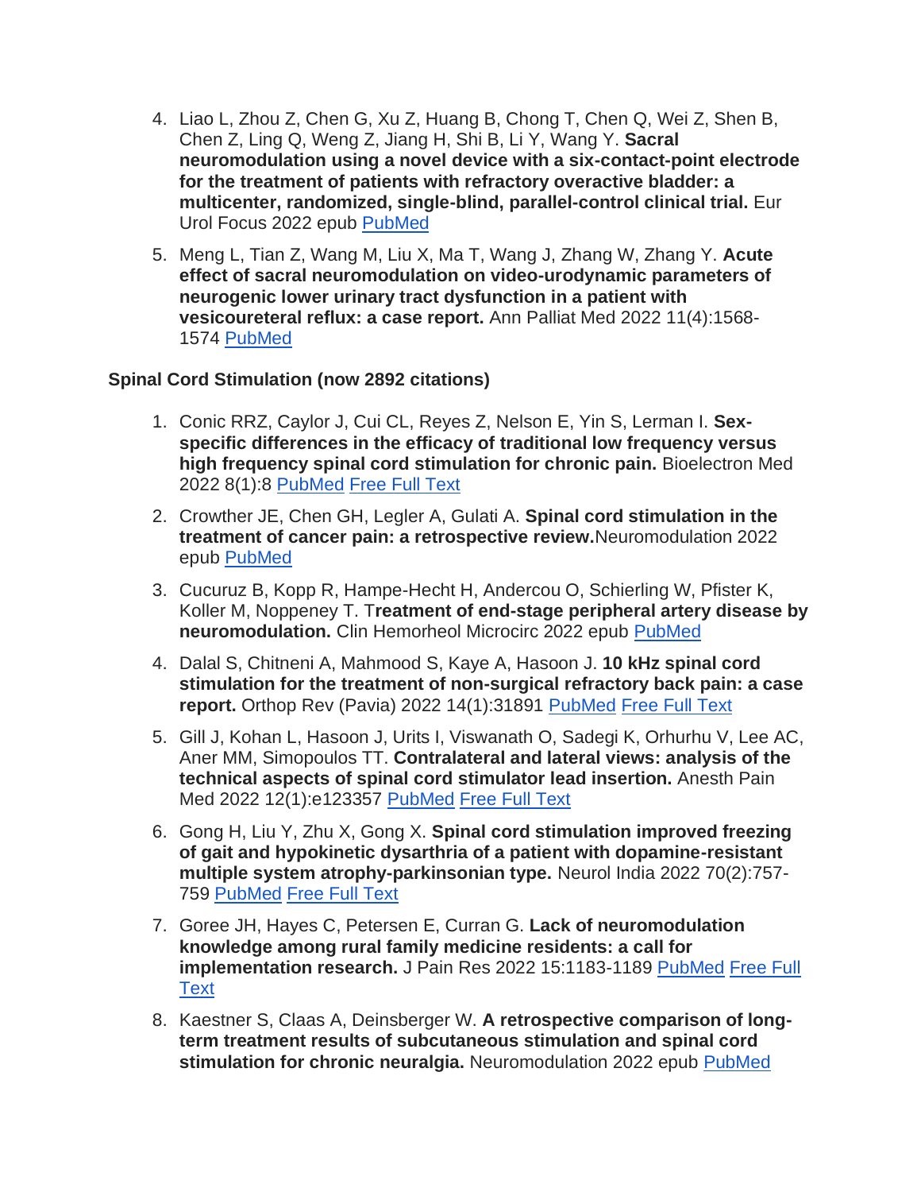4. Liao L, Zhou Z, Chen G, Xu Z, Huang B, Chong T, Chen Q, Wei Z, Shen B, Chen Z, Ling Q, Weng Z, Jiang H, Shi B, Li Y, Wang Y. **Sacral neuromodulation using a novel device with a six-contact-point electrode for the treatment of patients with refractory overactive bladder: a multicenter, randomized, single-blind, parallel-control clinical trial.** Eur Urol Focus 2022 epub PubMed

5. Meng L, Tian Z, Wang M, Liu X, Ma T, Wang J, Zhang W, Zhang Y. **Acute effect of sacral neuromodulation on video-urodynamic parameters of neurogenic lower urinary tract dysfunction in a patient with vesicoureteral reflux: a case report.** Ann Palliat Med 2022 11(4):1568-1574 PubMed

**Spinal Cord Stimulation (now 2892 citations)**

1. Conic RRZ, Caylor J, Cui CL, Reyes Z, Nelson E, Yin S, Lerman I. **Sex-specific differences in the efficacy of traditional low frequency versus high frequency spinal cord stimulation for chronic pain.** Bioelectron Med 2022 8(1):8 PubMed Free Full Text

2. Crowther JE, Chen GH, Legler A, Gulati A. **Spinal cord stimulation in the treatment of cancer pain: a retrospective review.** Neuromodulation 2022 epub PubMed

3. Cucuruz B, Kopp R, Hampe-Hecht H, Andercou O, Schierling W, Pfister K, Koller M, Noppeney T. T**reatment of end-stage peripheral artery disease by neuromodulation.** Clin Hemorheol Microcirc 2022 epub PubMed

4. Dalal S, Chitneni A, Mahmood S, Kaye A, Hasoon J. **10 kHz spinal cord stimulation for the treatment of non-surgical refractory back pain: a case report.** Orthop Rev (Pavia) 2022 14(1):31891 PubMed Free Full Text

5. Gill J, Kohan L, Hasoon J, Urits I, Viswanath O, Sadegi K, Orhurhu V, Lee AC, Aner MM, Simopoulos TT. **Contralateral and lateral views: analysis of the technical aspects of spinal cord stimulator lead insertion.** Anesth Pain Med 2022 12(1):e123357 PubMed Free Full Text

6. Gong H, Liu Y, Zhu X, Gong X. **Spinal cord stimulation improved freezing of gait and hypokinetic dysarthria of a patient with dopamine-resistant multiple system atrophy-parkinsonian type.** Neurol India 2022 70(2):757-759 PubMed Free Full Text

7. Goree JH, Hayes C, Petersen E, Curran G. **Lack of neuromodulation knowledge among rural family medicine residents: a call for implementation research.** J Pain Res 2022 15:1183-1189 PubMed Free Full Text

8. Kaestner S, Claas A, Deinsberger W. **A retrospective comparison of long-term treatment results of subcutaneous stimulation and spinal cord stimulation for chronic neuralgia.** Neuromodulation 2022 epub PubMed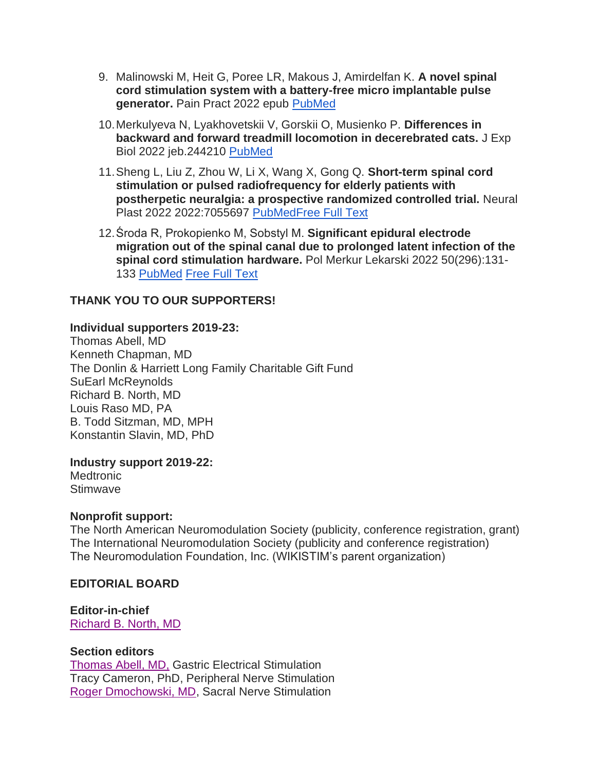9. Malinowski M, Heit G, Poree LR, Makous J, Amirdelfan K. **A novel spinal cord stimulation system with a battery-free micro implantable pulse generator.** Pain Pract 2022 epub PubMed

10. Merkulyeva N, Lyakhovetskii V, Gorskii O, Musienko P. **Differences in backward and forward treadmill locomotion in decerebrated cats.** J Exp Biol 2022 jeb.244210 PubMed

11. Sheng L, Liu Z, Zhou W, Li X, Wang X, Gong Q. **Short-term spinal cord stimulation or pulsed radiofrequency for elderly patients with postherpetic neuralgia: a prospective randomized controlled trial.** Neural Plast 2022 2022:7055697 PubMedFree Full Text

12. Środa R, Prokopienko M, Sobstyl M. **Significant epidural electrode migration out of the spinal canal due to prolonged latent infection of the spinal cord stimulation hardware.** Pol Merkur Lekarski 2022 50(296):131-133 PubMed Free Full Text

## THANK YOU TO OUR SUPPORTERS!

**Individual supporters 2019-23:**
Thomas Abell, MD
Kenneth Chapman, MD
The Donlin & Harriett Long Family Charitable Gift Fund
SuEarl McReynolds
Richard B. North, MD
Louis Raso MD, PA
B. Todd Sitzman, MD, MPH
Konstantin Slavin, MD, PhD

**Industry support 2019-22:**
Medtronic
Stimwave

**Nonprofit support:**
The North American Neuromodulation Society (publicity, conference registration, grant)
The International Neuromodulation Society (publicity and conference registration)
The Neuromodulation Foundation, Inc. (WIKISTIM's parent organization)

## EDITORIAL BOARD

**Editor-in-chief**
Richard B. North, MD

**Section editors**
Thomas Abell, MD, Gastric Electrical Stimulation
Tracy Cameron, PhD, Peripheral Nerve Stimulation
Roger Dmochowski, MD, Sacral Nerve Stimulation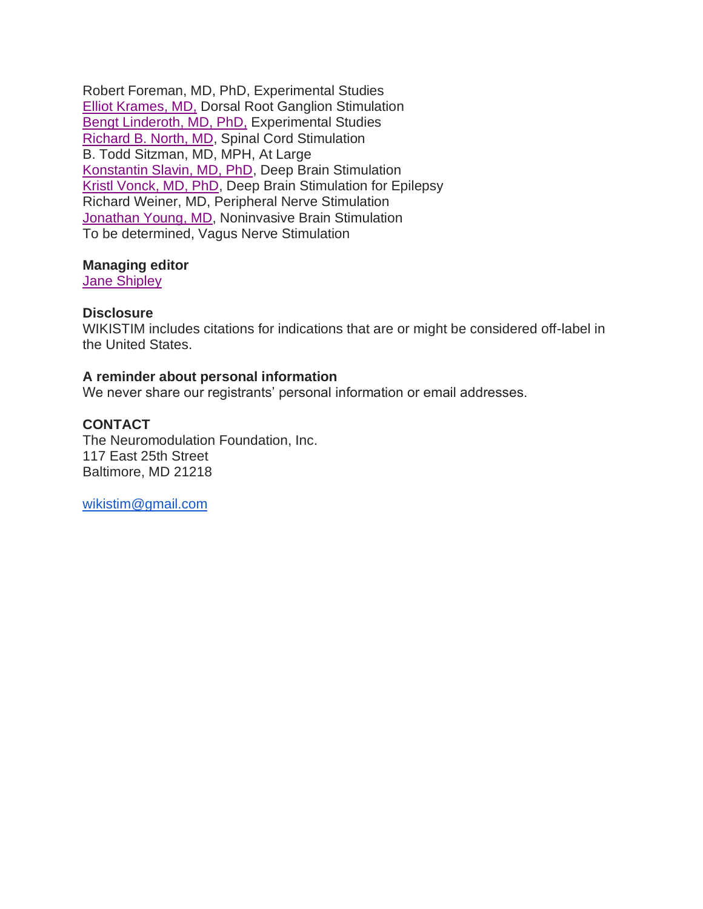Robert Foreman, MD, PhD, Experimental Studies
Elliot Krames, MD, Dorsal Root Ganglion Stimulation
Bengt Linderoth, MD, PhD, Experimental Studies
Richard B. North, MD, Spinal Cord Stimulation
B. Todd Sitzman, MD, MPH, At Large
Konstantin Slavin, MD, PhD, Deep Brain Stimulation
Kristl Vonck, MD, PhD, Deep Brain Stimulation for Epilepsy
Richard Weiner, MD, Peripheral Nerve Stimulation
Jonathan Young, MD, Noninvasive Brain Stimulation
To be determined, Vagus Nerve Stimulation

**Managing editor**
Jane Shipley

**Disclosure**
WIKISTIM includes citations for indications that are or might be considered off-label in the United States.

**A reminder about personal information**
We never share our registrants' personal information or email addresses.

**CONTACT**
The Neuromodulation Foundation, Inc.
117 East 25th Street
Baltimore, MD 21218

wikistim@gmail.com